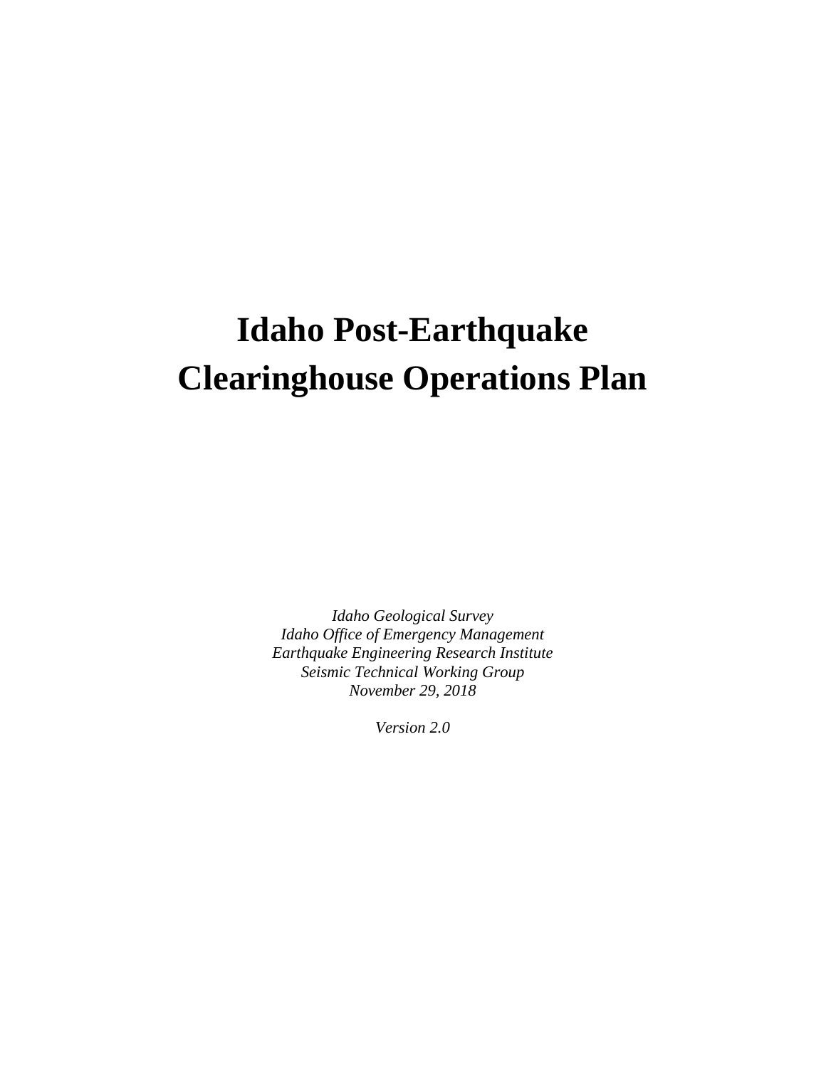# Idaho Post-Earthquake Clearinghouse Operations Plan

*Idaho Geological Survey*
*Idaho Office of Emergency Management*
*Earthquake Engineering Research Institute*
*Seismic Technical Working Group*
*November 29, 2018*

*Version 2.0*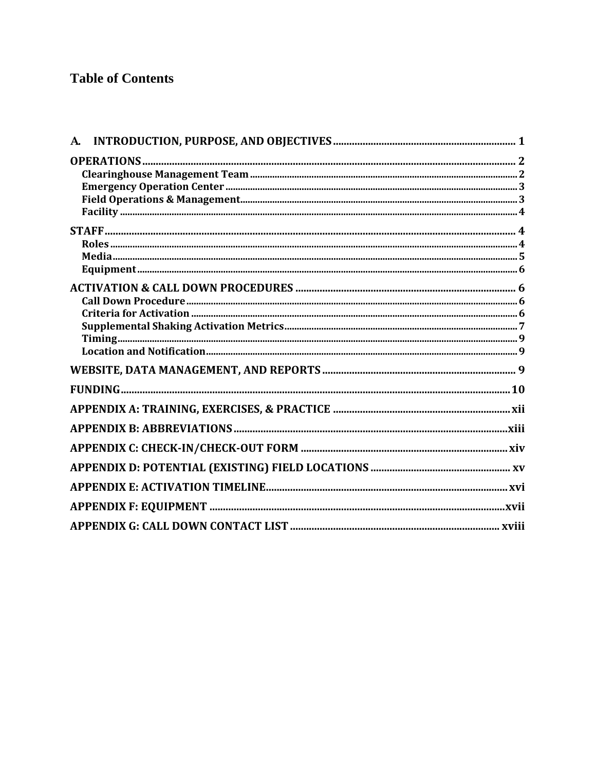# Table of Contents

A. INTRODUCTION, PURPOSE, AND OBJECTIVES ........ 1

OPERATIONS ........ 2

- Clearinghouse Management Team ........ 2
- Emergency Operation Center ........ 3
- Field Operations & Management ........ 3
- Facility ........ 4

STAFF ........ 4

- Roles ........ 4
- Media ........ 5
- Equipment ........ 6

ACTIVATION & CALL DOWN PROCEDURES ........ 6

- Call Down Procedure ........ 6
- Criteria for Activation ........ 6
- Supplemental Shaking Activation Metrics ........ 7
- Timing ........ 9
- Location and Notification ........ 9

WEBSITE, DATA MANAGEMENT, AND REPORTS ........ 9

FUNDING ........ 10

APPENDIX A: TRAINING, EXERCISES, & PRACTICE ........ xii

APPENDIX B: ABBREVIATIONS ........ xiii

APPENDIX C: CHECK-IN/CHECK-OUT FORM ........ xiv

APPENDIX D: POTENTIAL (EXISTING) FIELD LOCATIONS ........ xv

APPENDIX E: ACTIVATION TIMELINE ........ xvi

APPENDIX F: EQUIPMENT ........ xvii

APPENDIX G: CALL DOWN CONTACT LIST ........ xviii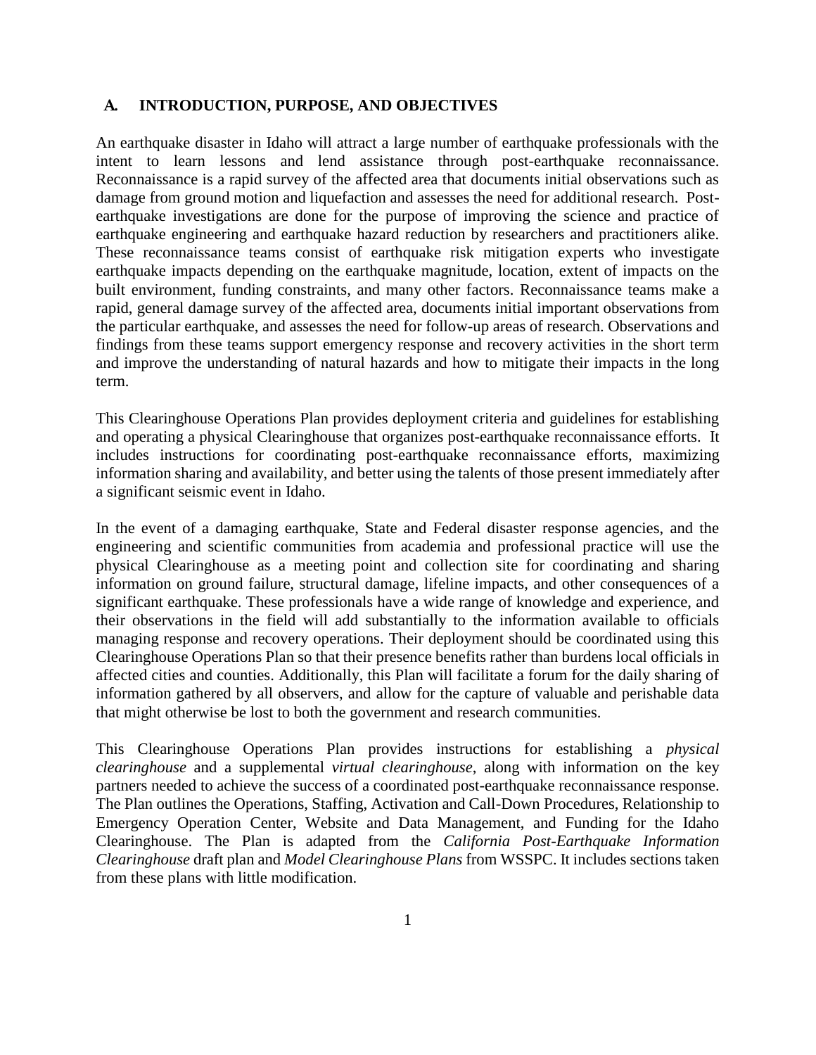## A. INTRODUCTION, PURPOSE, AND OBJECTIVES

An earthquake disaster in Idaho will attract a large number of earthquake professionals with the intent to learn lessons and lend assistance through post-earthquake reconnaissance. Reconnaissance is a rapid survey of the affected area that documents initial observations such as damage from ground motion and liquefaction and assesses the need for additional research. Post-earthquake investigations are done for the purpose of improving the science and practice of earthquake engineering and earthquake hazard reduction by researchers and practitioners alike. These reconnaissance teams consist of earthquake risk mitigation experts who investigate earthquake impacts depending on the earthquake magnitude, location, extent of impacts on the built environment, funding constraints, and many other factors. Reconnaissance teams make a rapid, general damage survey of the affected area, documents initial important observations from the particular earthquake, and assesses the need for follow-up areas of research. Observations and findings from these teams support emergency response and recovery activities in the short term and improve the understanding of natural hazards and how to mitigate their impacts in the long term.

This Clearinghouse Operations Plan provides deployment criteria and guidelines for establishing and operating a physical Clearinghouse that organizes post-earthquake reconnaissance efforts. It includes instructions for coordinating post-earthquake reconnaissance efforts, maximizing information sharing and availability, and better using the talents of those present immediately after a significant seismic event in Idaho.

In the event of a damaging earthquake, State and Federal disaster response agencies, and the engineering and scientific communities from academia and professional practice will use the physical Clearinghouse as a meeting point and collection site for coordinating and sharing information on ground failure, structural damage, lifeline impacts, and other consequences of a significant earthquake. These professionals have a wide range of knowledge and experience, and their observations in the field will add substantially to the information available to officials managing response and recovery operations. Their deployment should be coordinated using this Clearinghouse Operations Plan so that their presence benefits rather than burdens local officials in affected cities and counties. Additionally, this Plan will facilitate a forum for the daily sharing of information gathered by all observers, and allow for the capture of valuable and perishable data that might otherwise be lost to both the government and research communities.

This Clearinghouse Operations Plan provides instructions for establishing a *physical clearinghouse* and a supplemental *virtual clearinghouse*, along with information on the key partners needed to achieve the success of a coordinated post-earthquake reconnaissance response. The Plan outlines the Operations, Staffing, Activation and Call-Down Procedures, Relationship to Emergency Operation Center, Website and Data Management, and Funding for the Idaho Clearinghouse. The Plan is adapted from the *California Post-Earthquake Information Clearinghouse* draft plan and *Model Clearinghouse Plans* from WSSPC. It includes sections taken from these plans with little modification.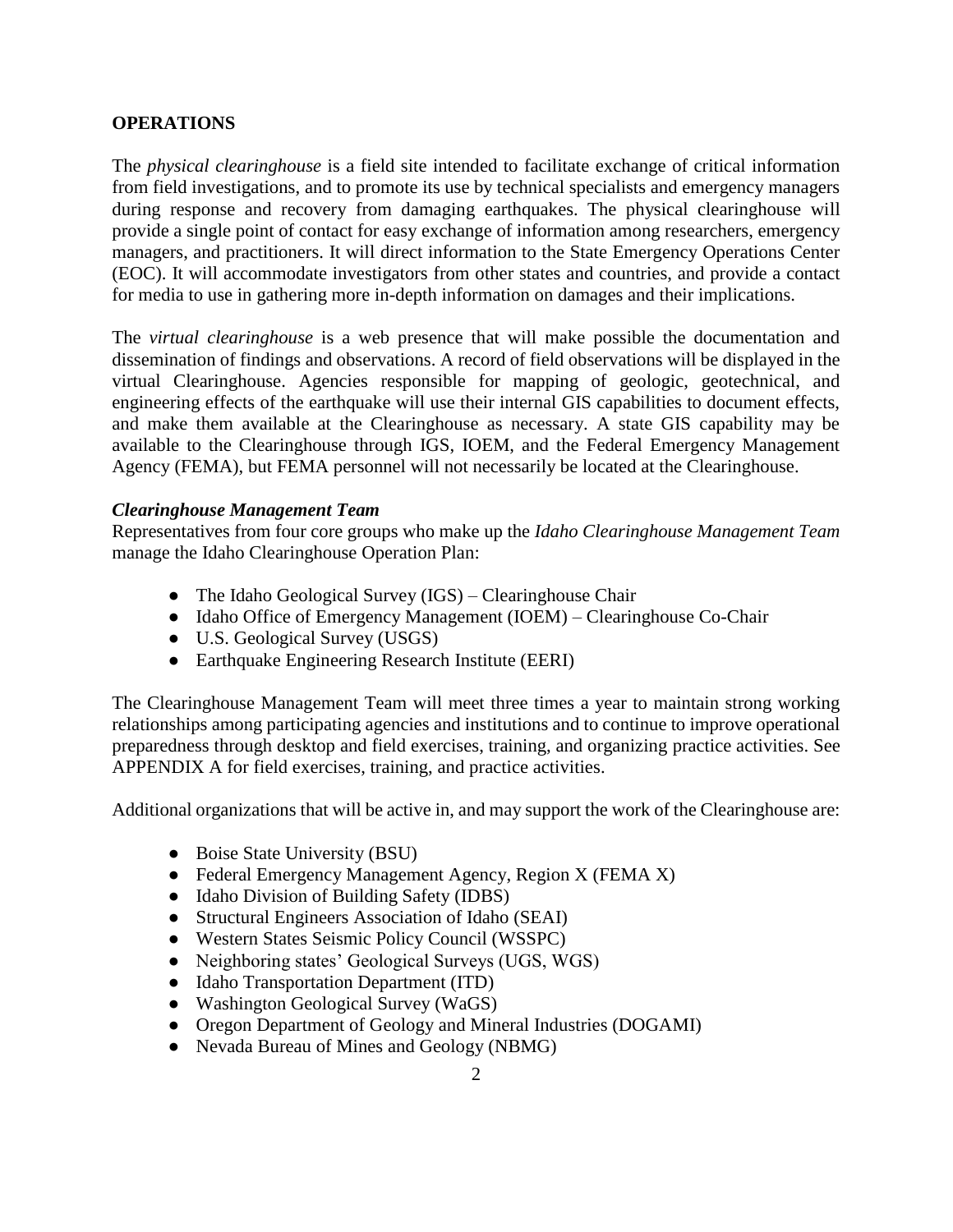## OPERATIONS

The *physical clearinghouse* is a field site intended to facilitate exchange of critical information from field investigations, and to promote its use by technical specialists and emergency managers during response and recovery from damaging earthquakes. The physical clearinghouse will provide a single point of contact for easy exchange of information among researchers, emergency managers, and practitioners. It will direct information to the State Emergency Operations Center (EOC). It will accommodate investigators from other states and countries, and provide a contact for media to use in gathering more in-depth information on damages and their implications.

The *virtual clearinghouse* is a web presence that will make possible the documentation and dissemination of findings and observations. A record of field observations will be displayed in the virtual Clearinghouse. Agencies responsible for mapping of geologic, geotechnical, and engineering effects of the earthquake will use their internal GIS capabilities to document effects, and make them available at the Clearinghouse as necessary. A state GIS capability may be available to the Clearinghouse through IGS, IOEM, and the Federal Emergency Management Agency (FEMA), but FEMA personnel will not necessarily be located at the Clearinghouse.

### *Clearinghouse Management Team*

Representatives from four core groups who make up the *Idaho Clearinghouse Management Team* manage the Idaho Clearinghouse Operation Plan:

- The Idaho Geological Survey (IGS) – Clearinghouse Chair
- Idaho Office of Emergency Management (IOEM) – Clearinghouse Co-Chair
- U.S. Geological Survey (USGS)
- Earthquake Engineering Research Institute (EERI)

The Clearinghouse Management Team will meet three times a year to maintain strong working relationships among participating agencies and institutions and to continue to improve operational preparedness through desktop and field exercises, training, and organizing practice activities. See APPENDIX A for field exercises, training, and practice activities.

Additional organizations that will be active in, and may support the work of the Clearinghouse are:

- Boise State University (BSU)
- Federal Emergency Management Agency, Region X (FEMA X)
- Idaho Division of Building Safety (IDBS)
- Structural Engineers Association of Idaho (SEAI)
- Western States Seismic Policy Council (WSSPC)
- Neighboring states' Geological Surveys (UGS, WGS)
- Idaho Transportation Department (ITD)
- Washington Geological Survey (WaGS)
- Oregon Department of Geology and Mineral Industries (DOGAMI)
- Nevada Bureau of Mines and Geology (NBMG)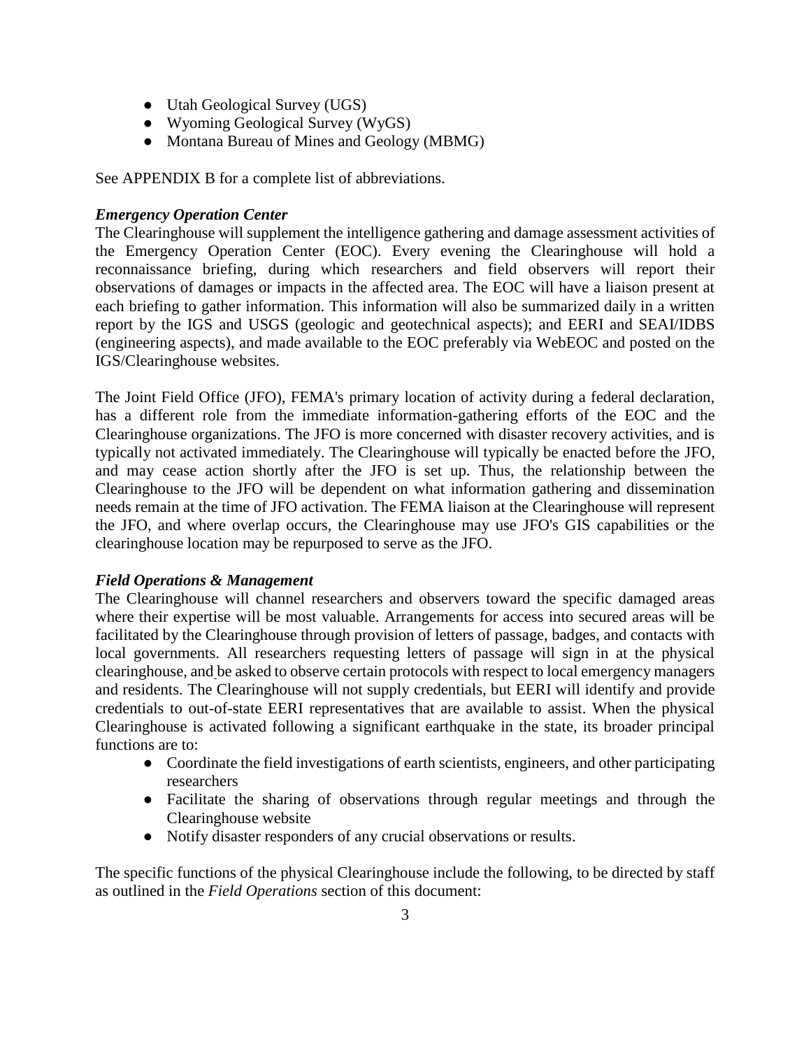- Utah Geological Survey (UGS)
- Wyoming Geological Survey (WyGS)
- Montana Bureau of Mines and Geology (MBMG)

See APPENDIX B for a complete list of abbreviations.

***Emergency Operation Center***

The Clearinghouse will supplement the intelligence gathering and damage assessment activities of the Emergency Operation Center (EOC). Every evening the Clearinghouse will hold a reconnaissance briefing, during which researchers and field observers will report their observations of damages or impacts in the affected area. The EOC will have a liaison present at each briefing to gather information. This information will also be summarized daily in a written report by the IGS and USGS (geologic and geotechnical aspects); and EERI and SEAI/IDBS (engineering aspects), and made available to the EOC preferably via WebEOC and posted on the IGS/Clearinghouse websites.

The Joint Field Office (JFO), FEMA's primary location of activity during a federal declaration, has a different role from the immediate information-gathering efforts of the EOC and the Clearinghouse organizations. The JFO is more concerned with disaster recovery activities, and is typically not activated immediately. The Clearinghouse will typically be enacted before the JFO, and may cease action shortly after the JFO is set up. Thus, the relationship between the Clearinghouse to the JFO will be dependent on what information gathering and dissemination needs remain at the time of JFO activation. The FEMA liaison at the Clearinghouse will represent the JFO, and where overlap occurs, the Clearinghouse may use JFO's GIS capabilities or the clearinghouse location may be repurposed to serve as the JFO.

***Field Operations & Management***

The Clearinghouse will channel researchers and observers toward the specific damaged areas where their expertise will be most valuable. Arrangements for access into secured areas will be facilitated by the Clearinghouse through provision of letters of passage, badges, and contacts with local governments. All researchers requesting letters of passage will sign in at the physical clearinghouse, and be asked to observe certain protocols with respect to local emergency managers and residents. The Clearinghouse will not supply credentials, but EERI will identify and provide credentials to out-of-state EERI representatives that are available to assist. When the physical Clearinghouse is activated following a significant earthquake in the state, its broader principal functions are to:

- Coordinate the field investigations of earth scientists, engineers, and other participating researchers
- Facilitate the sharing of observations through regular meetings and through the Clearinghouse website
- Notify disaster responders of any crucial observations or results.

The specific functions of the physical Clearinghouse include the following, to be directed by staff as outlined in the *Field Operations* section of this document: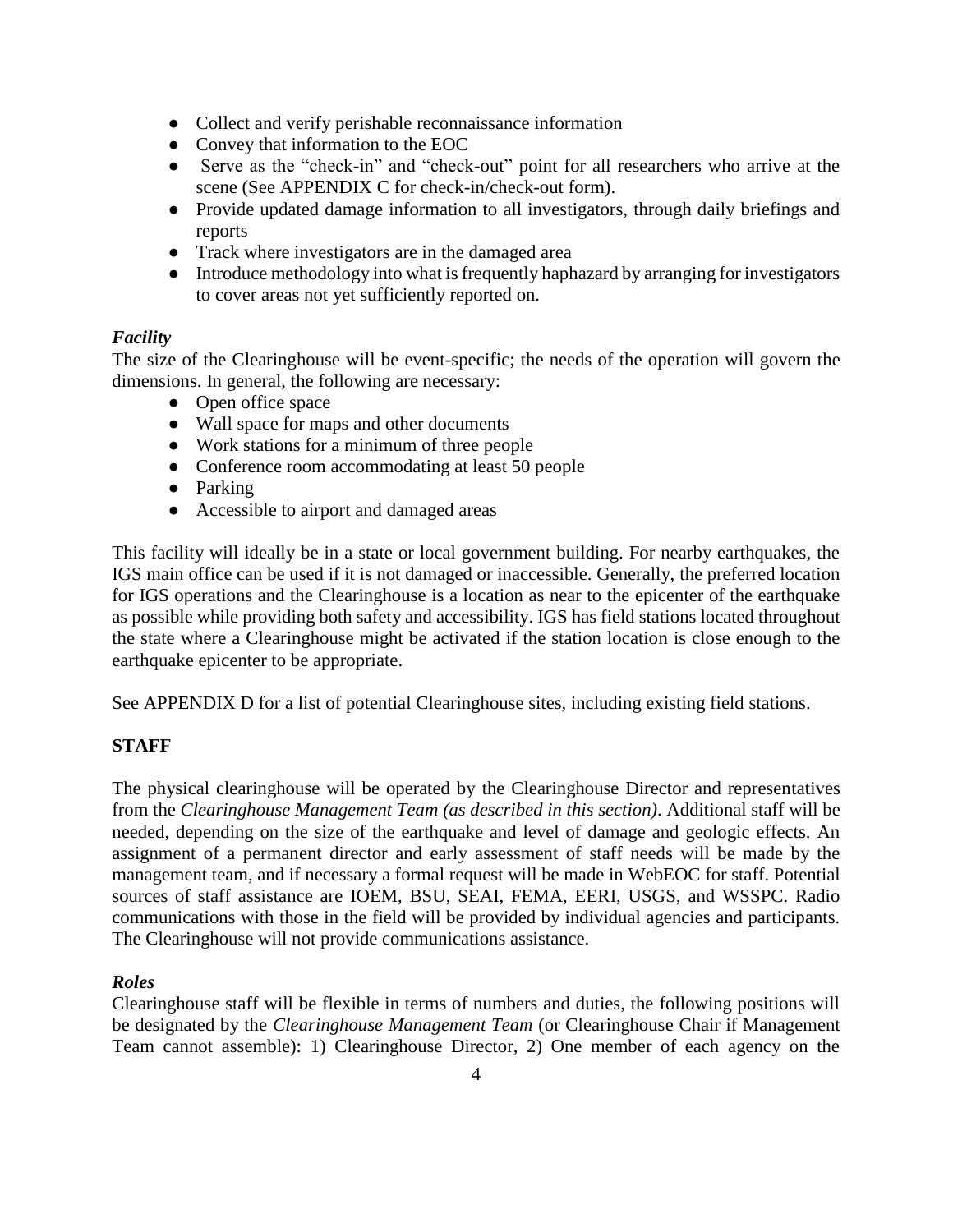- Collect and verify perishable reconnaissance information
- Convey that information to the EOC
- Serve as the "check-in" and "check-out" point for all researchers who arrive at the scene (See APPENDIX C for check-in/check-out form).
- Provide updated damage information to all investigators, through daily briefings and reports
- Track where investigators are in the damaged area
- Introduce methodology into what is frequently haphazard by arranging for investigators to cover areas not yet sufficiently reported on.

### *Facility*

The size of the Clearinghouse will be event-specific; the needs of the operation will govern the dimensions. In general, the following are necessary:

- Open office space
- Wall space for maps and other documents
- Work stations for a minimum of three people
- Conference room accommodating at least 50 people
- Parking
- Accessible to airport and damaged areas

This facility will ideally be in a state or local government building. For nearby earthquakes, the IGS main office can be used if it is not damaged or inaccessible. Generally, the preferred location for IGS operations and the Clearinghouse is a location as near to the epicenter of the earthquake as possible while providing both safety and accessibility. IGS has field stations located throughout the state where a Clearinghouse might be activated if the station location is close enough to the earthquake epicenter to be appropriate.

See APPENDIX D for a list of potential Clearinghouse sites, including existing field stations.

## **STAFF**

The physical clearinghouse will be operated by the Clearinghouse Director and representatives from the *Clearinghouse Management Team (as described in this section)*. Additional staff will be needed, depending on the size of the earthquake and level of damage and geologic effects. An assignment of a permanent director and early assessment of staff needs will be made by the management team, and if necessary a formal request will be made in WebEOC for staff. Potential sources of staff assistance are IOEM, BSU, SEAI, FEMA, EERI, USGS, and WSSPC. Radio communications with those in the field will be provided by individual agencies and participants. The Clearinghouse will not provide communications assistance.

### *Roles*

Clearinghouse staff will be flexible in terms of numbers and duties, the following positions will be designated by the *Clearinghouse Management Team* (or Clearinghouse Chair if Management Team cannot assemble): 1) Clearinghouse Director, 2) One member of each agency on the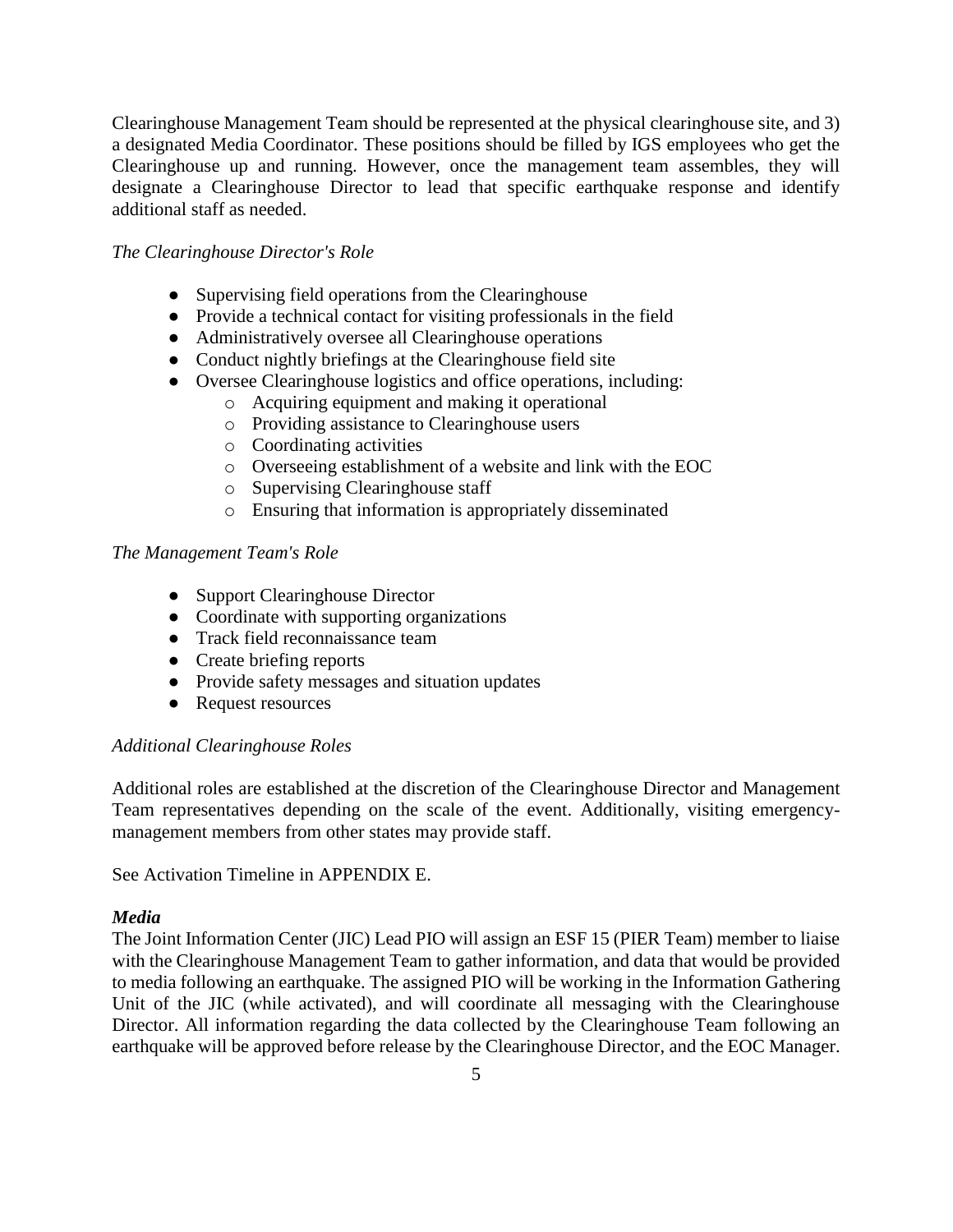Clearinghouse Management Team should be represented at the physical clearinghouse site, and 3) a designated Media Coordinator. These positions should be filled by IGS employees who get the Clearinghouse up and running. However, once the management team assembles, they will designate a Clearinghouse Director to lead that specific earthquake response and identify additional staff as needed.

*The Clearinghouse Director's Role*

- Supervising field operations from the Clearinghouse
- Provide a technical contact for visiting professionals in the field
- Administratively oversee all Clearinghouse operations
- Conduct nightly briefings at the Clearinghouse field site
- Oversee Clearinghouse logistics and office operations, including:
  - Acquiring equipment and making it operational
  - Providing assistance to Clearinghouse users
  - Coordinating activities
  - Overseeing establishment of a website and link with the EOC
  - Supervising Clearinghouse staff
  - Ensuring that information is appropriately disseminated

*The Management Team's Role*

- Support Clearinghouse Director
- Coordinate with supporting organizations
- Track field reconnaissance team
- Create briefing reports
- Provide safety messages and situation updates
- Request resources

*Additional Clearinghouse Roles*

Additional roles are established at the discretion of the Clearinghouse Director and Management Team representatives depending on the scale of the event. Additionally, visiting emergency-management members from other states may provide staff.

See Activation Timeline in APPENDIX E.

***Media***

The Joint Information Center (JIC) Lead PIO will assign an ESF 15 (PIER Team) member to liaise with the Clearinghouse Management Team to gather information, and data that would be provided to media following an earthquake. The assigned PIO will be working in the Information Gathering Unit of the JIC (while activated), and will coordinate all messaging with the Clearinghouse Director. All information regarding the data collected by the Clearinghouse Team following an earthquake will be approved before release by the Clearinghouse Director, and the EOC Manager.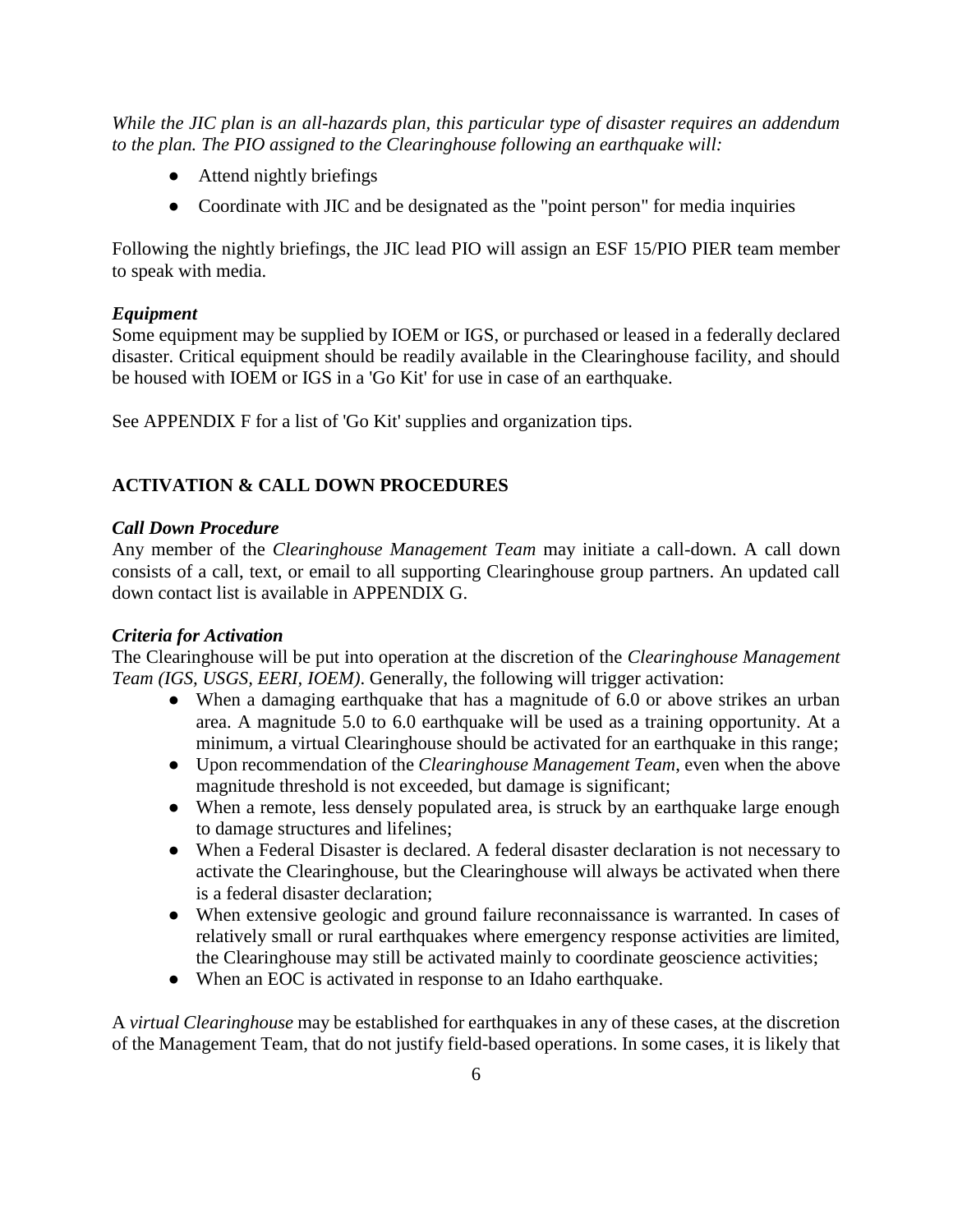*While the JIC plan is an all-hazards plan, this particular type of disaster requires an addendum to the plan. The PIO assigned to the Clearinghouse following an earthquake will:*

- Attend nightly briefings
- Coordinate with JIC and be designated as the "point person" for media inquiries

Following the nightly briefings, the JIC lead PIO will assign an ESF 15/PIO PIER team member to speak with media.

***Equipment***

Some equipment may be supplied by IOEM or IGS, or purchased or leased in a federally declared disaster. Critical equipment should be readily available in the Clearinghouse facility, and should be housed with IOEM or IGS in a 'Go Kit' for use in case of an earthquake.

See APPENDIX F for a list of 'Go Kit' supplies and organization tips.

## ACTIVATION & CALL DOWN PROCEDURES

***Call Down Procedure***

Any member of the *Clearinghouse Management Team* may initiate a call-down. A call down consists of a call, text, or email to all supporting Clearinghouse group partners. An updated call down contact list is available in APPENDIX G.

***Criteria for Activation***

The Clearinghouse will be put into operation at the discretion of the *Clearinghouse Management Team (IGS, USGS, EERI, IOEM)*. Generally, the following will trigger activation:

- When a damaging earthquake that has a magnitude of 6.0 or above strikes an urban area. A magnitude 5.0 to 6.0 earthquake will be used as a training opportunity. At a minimum, a virtual Clearinghouse should be activated for an earthquake in this range;
- Upon recommendation of the *Clearinghouse Management Team*, even when the above magnitude threshold is not exceeded, but damage is significant;
- When a remote, less densely populated area, is struck by an earthquake large enough to damage structures and lifelines;
- When a Federal Disaster is declared. A federal disaster declaration is not necessary to activate the Clearinghouse, but the Clearinghouse will always be activated when there is a federal disaster declaration;
- When extensive geologic and ground failure reconnaissance is warranted. In cases of relatively small or rural earthquakes where emergency response activities are limited, the Clearinghouse may still be activated mainly to coordinate geoscience activities;
- When an EOC is activated in response to an Idaho earthquake.

A *virtual Clearinghouse* may be established for earthquakes in any of these cases, at the discretion of the Management Team, that do not justify field-based operations. In some cases, it is likely that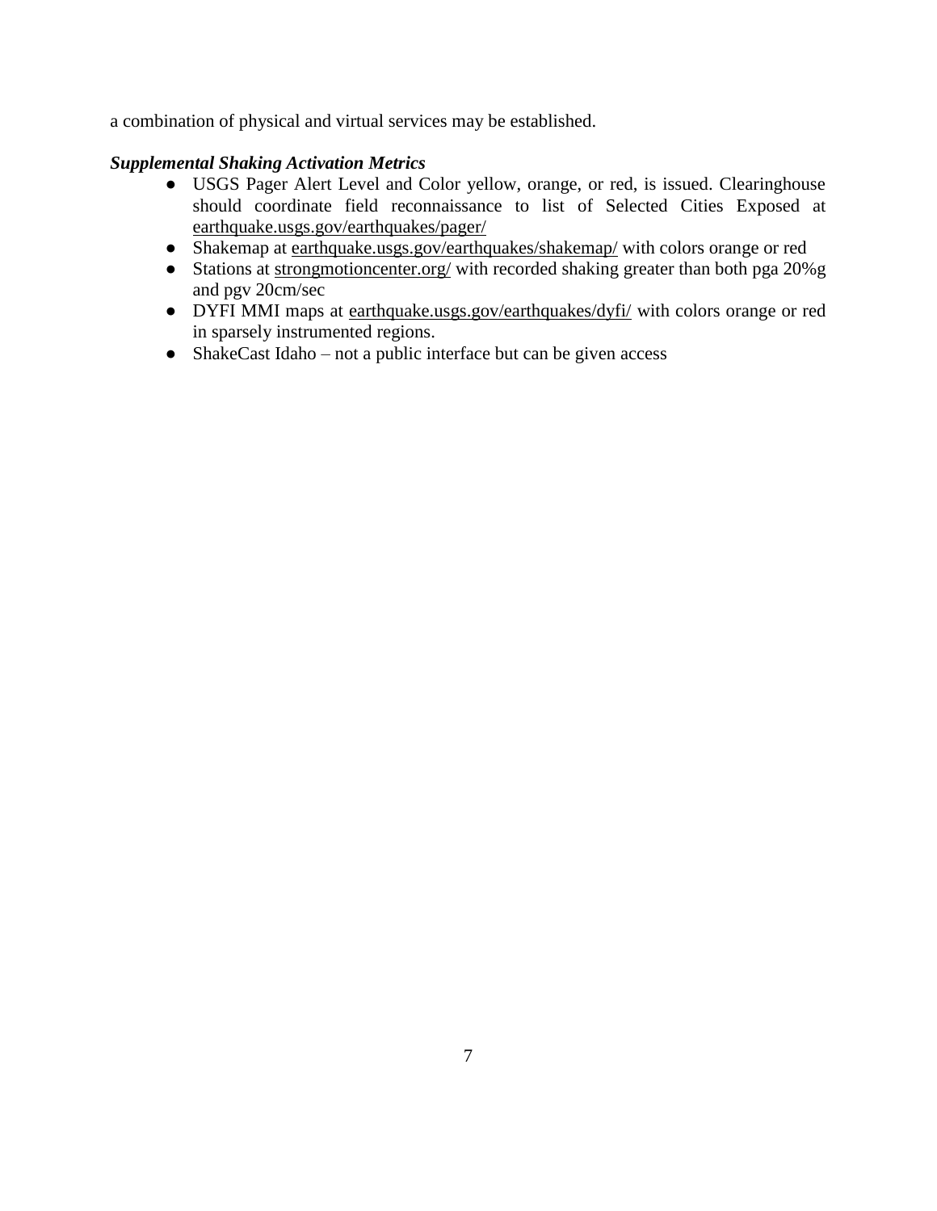a combination of physical and virtual services may be established.

***Supplemental Shaking Activation Metrics***

- USGS Pager Alert Level and Color yellow, orange, or red, is issued. Clearinghouse should coordinate field reconnaissance to list of Selected Cities Exposed at earthquake.usgs.gov/earthquakes/pager/
- Shakemap at earthquake.usgs.gov/earthquakes/shakemap/ with colors orange or red
- Stations at strongmotioncenter.org/ with recorded shaking greater than both pga 20%g and pgv 20cm/sec
- DYFI MMI maps at earthquake.usgs.gov/earthquakes/dyfi/ with colors orange or red in sparsely instrumented regions.
- ShakeCast Idaho – not a public interface but can be given access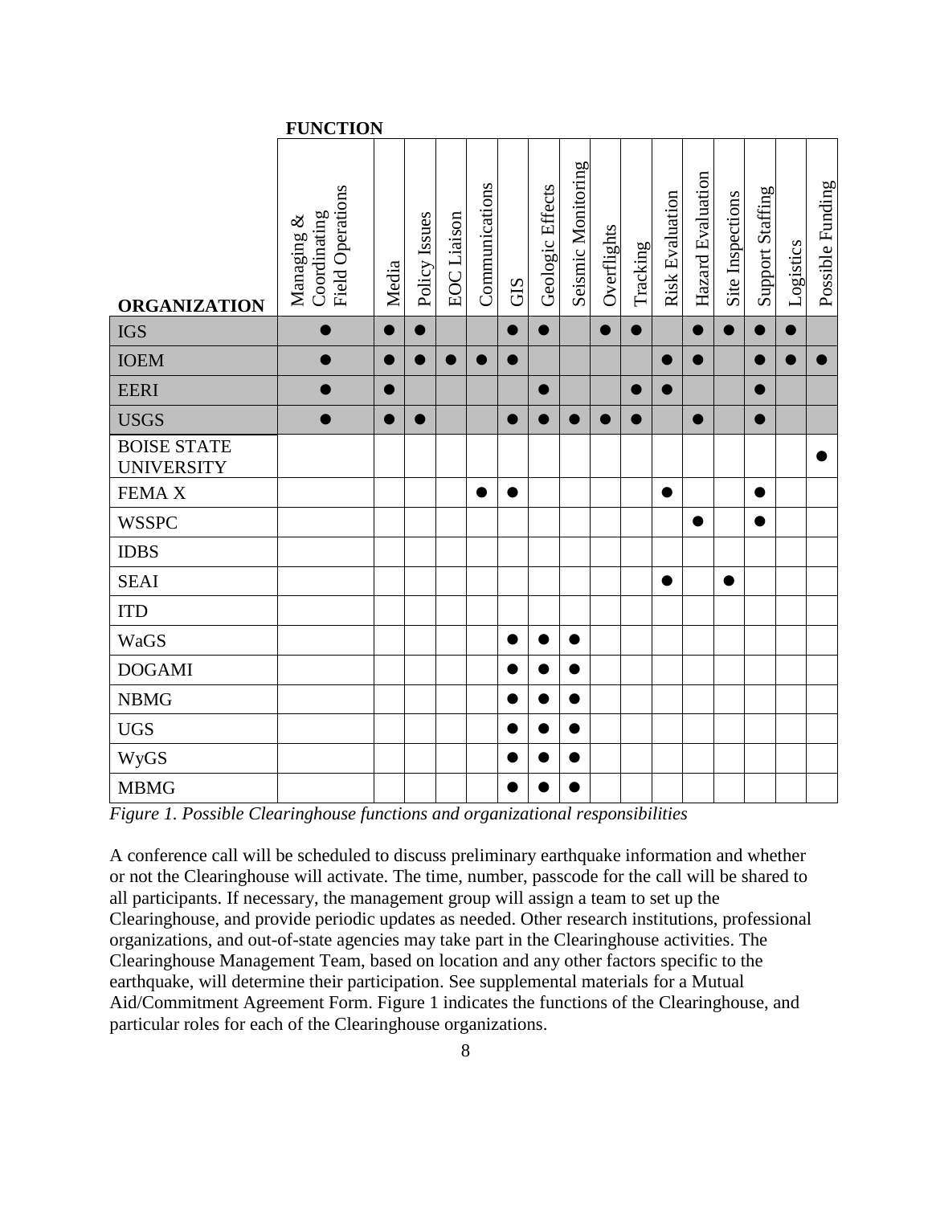| ORGANIZATION | Managing & Coordinating Field Operations | Media | Policy Issues | EOC Liaison | Communications | GIS | Geologic Effects | Seismic Monitoring | Overflights | Tracking | Risk Evaluation | Hazard Evaluation | Site Inspections | Support Staffing | Logistics | Possible Funding |
|---|---|---|---|---|---|---|---|---|---|---|---|---|---|---|---|---|
| IGS | ● | ● | ● | | | ● | ● | | ● | ● | | ● | ● | ● | ● | |
| IOEM | ● | ● | ● | ● | ● | ● | | | | | ● | ● | | ● | ● | ● |
| EERI | ● | ● | | | | | ● | | | ● | ● | | | ● | | |
| USGS | ● | ● | ● | | | ● | ● | ● | ● | ● | | ● | | ● | | |
| BOISE STATE UNIVERSITY | | | | | | | | | | | | | | | | ● |
| FEMA X | | | | | ● | ● | | | | | ● | | | ● | | |
| WSSPC | | | | | | | | | | | | ● | | ● | | |
| IDBS | | | | | | | | | | | | | | | | |
| SEAI | | | | | | | | | | | ● | | ● | | | |
| ITD | | | | | | | | | | | | | | | | |
| WaGS | | | | | | ● | ● | ● | | | | | | | | |
| DOGAMI | | | | | | ● | ● | ● | | | | | | | | |
| NBMG | | | | | | ● | ● | ● | | | | | | | | |
| UGS | | | | | | ● | ● | ● | | | | | | | | |
| WyGS | | | | | | ● | ● | ● | | | | | | | | |
| MBMG | | | | | | ● | ● | ● | | | | | | | | |

*Figure 1. Possible Clearinghouse functions and organizational responsibilities*

A conference call will be scheduled to discuss preliminary earthquake information and whether or not the Clearinghouse will activate. The time, number, passcode for the call will be shared to all participants. If necessary, the management group will assign a team to set up the Clearinghouse, and provide periodic updates as needed. Other research institutions, professional organizations, and out-of-state agencies may take part in the Clearinghouse activities. The Clearinghouse Management Team, based on location and any other factors specific to the earthquake, will determine their participation. See supplemental materials for a Mutual Aid/Commitment Agreement Form. Figure 1 indicates the functions of the Clearinghouse, and particular roles for each of the Clearinghouse organizations.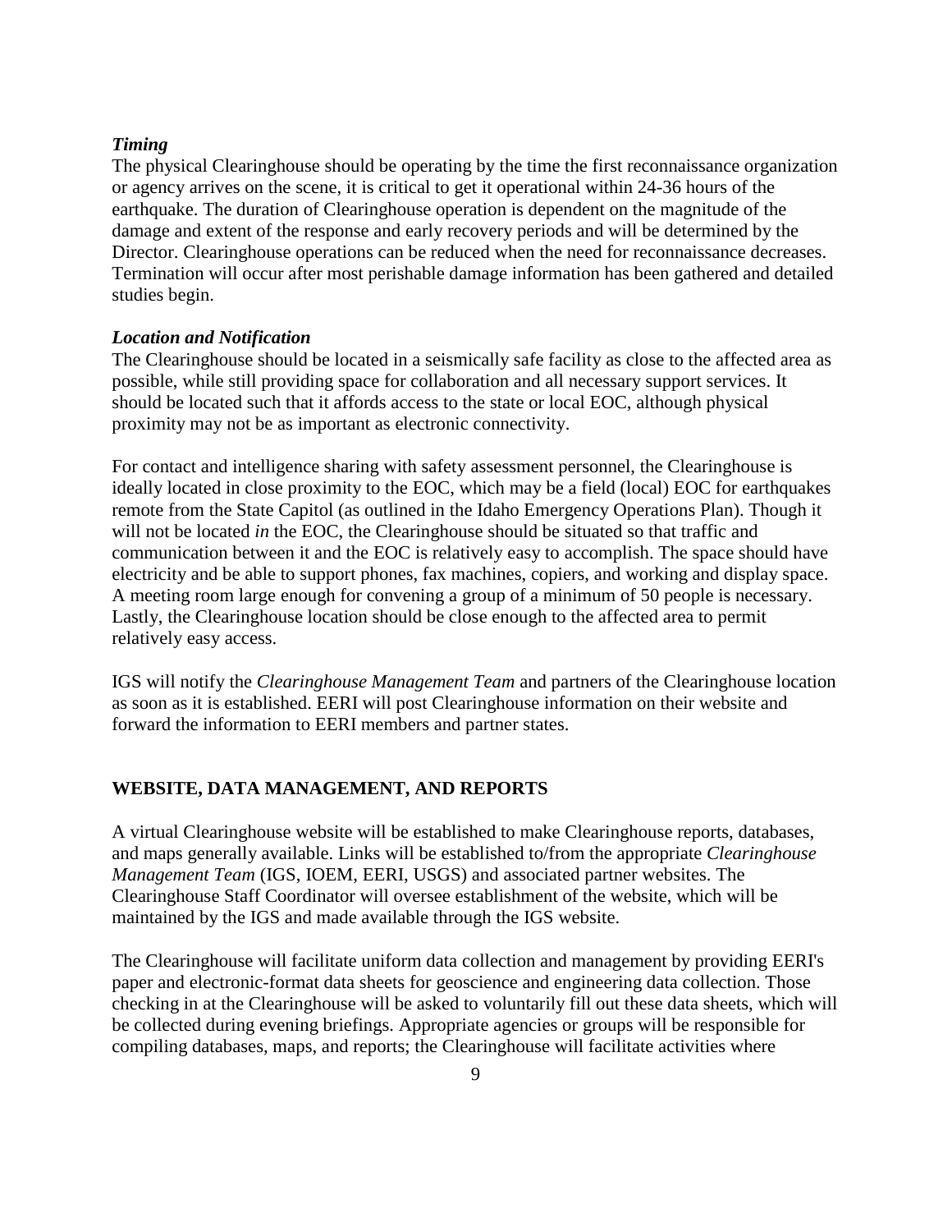***Timing***

The physical Clearinghouse should be operating by the time the first reconnaissance organization or agency arrives on the scene, it is critical to get it operational within 24-36 hours of the earthquake. The duration of Clearinghouse operation is dependent on the magnitude of the damage and extent of the response and early recovery periods and will be determined by the Director. Clearinghouse operations can be reduced when the need for reconnaissance decreases. Termination will occur after most perishable damage information has been gathered and detailed studies begin.

***Location and Notification***

The Clearinghouse should be located in a seismically safe facility as close to the affected area as possible, while still providing space for collaboration and all necessary support services. It should be located such that it affords access to the state or local EOC, although physical proximity may not be as important as electronic connectivity.

For contact and intelligence sharing with safety assessment personnel, the Clearinghouse is ideally located in close proximity to the EOC, which may be a field (local) EOC for earthquakes remote from the State Capitol (as outlined in the Idaho Emergency Operations Plan). Though it will not be located *in* the EOC, the Clearinghouse should be situated so that traffic and communication between it and the EOC is relatively easy to accomplish. The space should have electricity and be able to support phones, fax machines, copiers, and working and display space. A meeting room large enough for convening a group of a minimum of 50 people is necessary. Lastly, the Clearinghouse location should be close enough to the affected area to permit relatively easy access.

IGS will notify the *Clearinghouse Management Team* and partners of the Clearinghouse location as soon as it is established. EERI will post Clearinghouse information on their website and forward the information to EERI members and partner states.

## WEBSITE, DATA MANAGEMENT, AND REPORTS

A virtual Clearinghouse website will be established to make Clearinghouse reports, databases, and maps generally available. Links will be established to/from the appropriate *Clearinghouse Management Team* (IGS, IOEM, EERI, USGS) and associated partner websites. The Clearinghouse Staff Coordinator will oversee establishment of the website, which will be maintained by the IGS and made available through the IGS website.

The Clearinghouse will facilitate uniform data collection and management by providing EERI's paper and electronic-format data sheets for geoscience and engineering data collection. Those checking in at the Clearinghouse will be asked to voluntarily fill out these data sheets, which will be collected during evening briefings. Appropriate agencies or groups will be responsible for compiling databases, maps, and reports; the Clearinghouse will facilitate activities where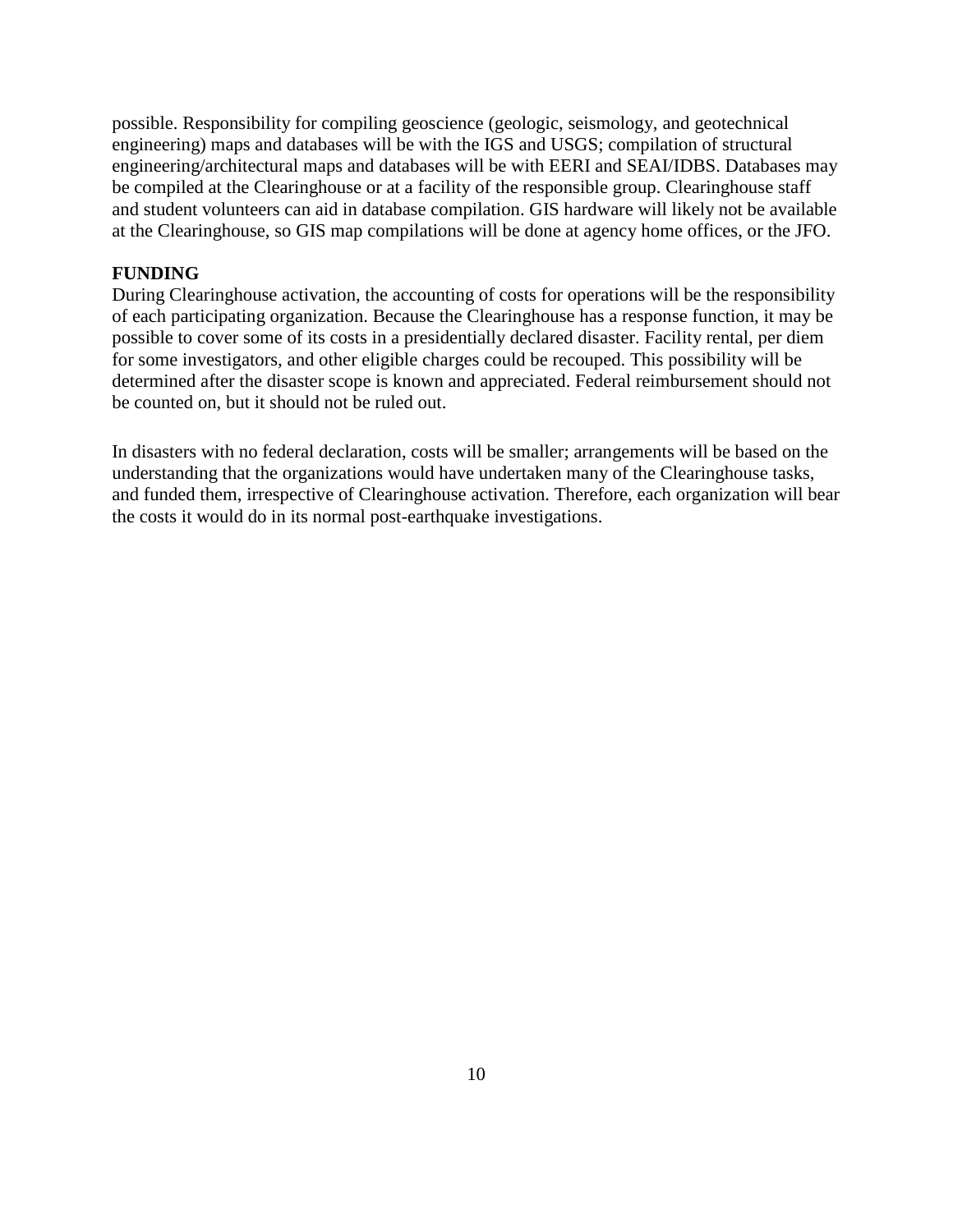possible. Responsibility for compiling geoscience (geologic, seismology, and geotechnical engineering) maps and databases will be with the IGS and USGS; compilation of structural engineering/architectural maps and databases will be with EERI and SEAI/IDBS. Databases may be compiled at the Clearinghouse or at a facility of the responsible group. Clearinghouse staff and student volunteers can aid in database compilation. GIS hardware will likely not be available at the Clearinghouse, so GIS map compilations will be done at agency home offices, or the JFO.

**FUNDING**

During Clearinghouse activation, the accounting of costs for operations will be the responsibility of each participating organization. Because the Clearinghouse has a response function, it may be possible to cover some of its costs in a presidentially declared disaster. Facility rental, per diem for some investigators, and other eligible charges could be recouped. This possibility will be determined after the disaster scope is known and appreciated. Federal reimbursement should not be counted on, but it should not be ruled out.

In disasters with no federal declaration, costs will be smaller; arrangements will be based on the understanding that the organizations would have undertaken many of the Clearinghouse tasks, and funded them, irrespective of Clearinghouse activation. Therefore, each organization will bear the costs it would do in its normal post-earthquake investigations.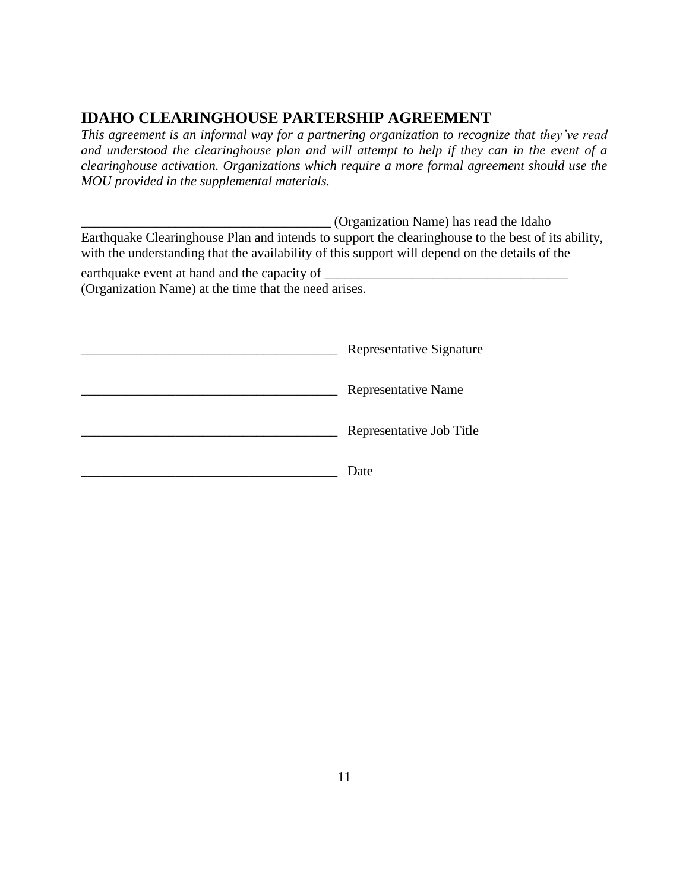## IDAHO CLEARINGHOUSE PARTERSHIP AGREEMENT

*This agreement is an informal way for a partnering organization to recognize that they've read and understood the clearinghouse plan and will attempt to help if they can in the event of a clearinghouse activation. Organizations which require a more formal agreement should use the MOU provided in the supplemental materials.*

_____________________________________ (Organization Name) has read the Idaho Earthquake Clearinghouse Plan and intends to support the clearinghouse to the best of its ability, with the understanding that the availability of this support will depend on the details of the earthquake event at hand and the capacity of ____________________________________ (Organization Name) at the time that the need arises.

______________________________________ Representative Signature

______________________________________ Representative Name

______________________________________ Representative Job Title

______________________________________ Date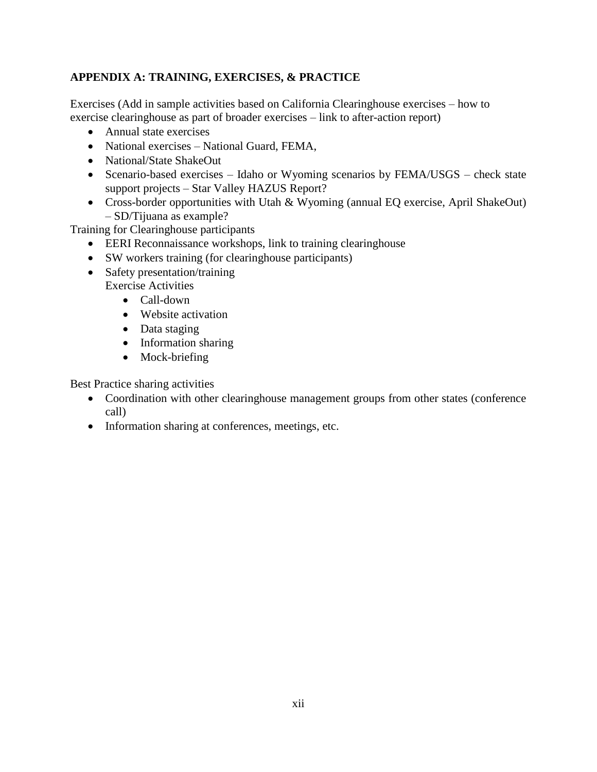**APPENDIX A: TRAINING, EXERCISES, & PRACTICE**

Exercises (Add in sample activities based on California Clearinghouse exercises – how to exercise clearinghouse as part of broader exercises – link to after-action report)

- Annual state exercises
- National exercises – National Guard, FEMA,
- National/State ShakeOut
- Scenario-based exercises – Idaho or Wyoming scenarios by FEMA/USGS – check state support projects – Star Valley HAZUS Report?
- Cross-border opportunities with Utah & Wyoming (annual EQ exercise, April ShakeOut) – SD/Tijuana as example?

Training for Clearinghouse participants

- EERI Reconnaissance workshops, link to training clearinghouse
- SW workers training (for clearinghouse participants)
- Safety presentation/training

  Exercise Activities
  - Call-down
  - Website activation
  - Data staging
  - Information sharing
  - Mock-briefing

Best Practice sharing activities

- Coordination with other clearinghouse management groups from other states (conference call)
- Information sharing at conferences, meetings, etc.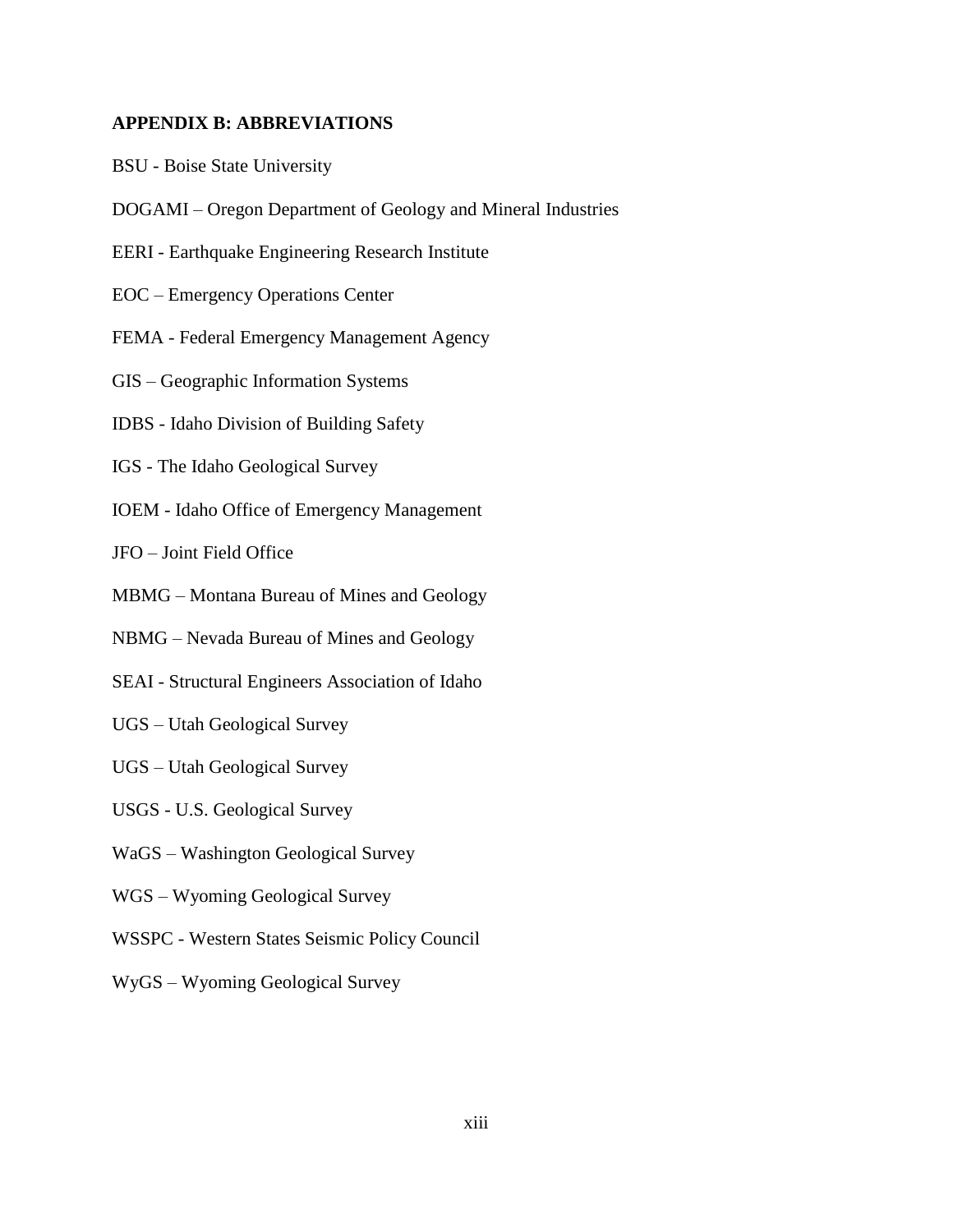## APPENDIX B: ABBREVIATIONS

BSU - Boise State University

DOGAMI – Oregon Department of Geology and Mineral Industries

EERI - Earthquake Engineering Research Institute

EOC – Emergency Operations Center

FEMA - Federal Emergency Management Agency

GIS – Geographic Information Systems

IDBS - Idaho Division of Building Safety

IGS - The Idaho Geological Survey

IOEM - Idaho Office of Emergency Management

JFO – Joint Field Office

MBMG – Montana Bureau of Mines and Geology

NBMG – Nevada Bureau of Mines and Geology

SEAI - Structural Engineers Association of Idaho

UGS – Utah Geological Survey

UGS – Utah Geological Survey

USGS - U.S. Geological Survey

WaGS – Washington Geological Survey

WGS – Wyoming Geological Survey

WSSPC - Western States Seismic Policy Council

WyGS – Wyoming Geological Survey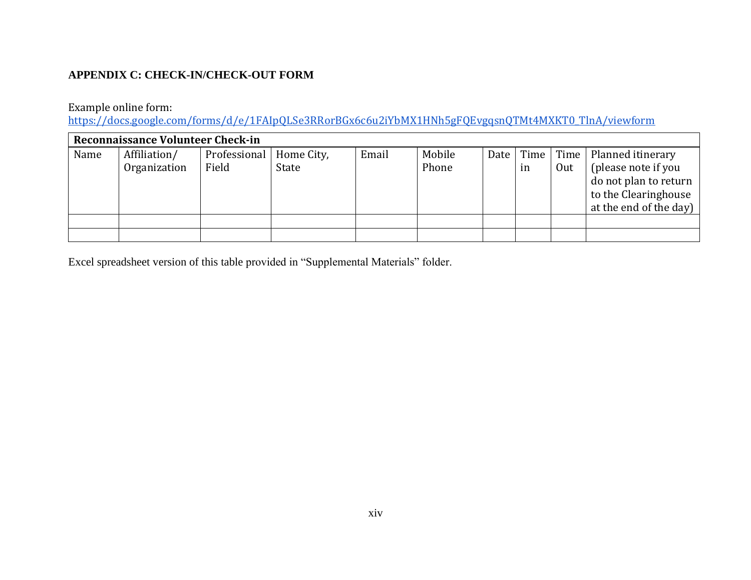## APPENDIX C: CHECK-IN/CHECK-OUT FORM

Example online form:
https://docs.google.com/forms/d/e/1FAIpQLSe3RRorBGx6c6u2iYbMX1HNh5gFQEvgqsnQTMt4MXKT0_TlnA/viewform

| **Reconnaissance Volunteer Check-in** | | | | | | | | | |
|---|---|---|---|---|---|---|---|---|---|
| Name | Affiliation/ Organization | Professional Field | Home City, State | Email | Mobile Phone | Date | Time in | Time Out | Planned itinerary (please note if you do not plan to return to the Clearinghouse at the end of the day) |
| | | | | | | | | | |
| | | | | | | | | | |

Excel spreadsheet version of this table provided in "Supplemental Materials" folder.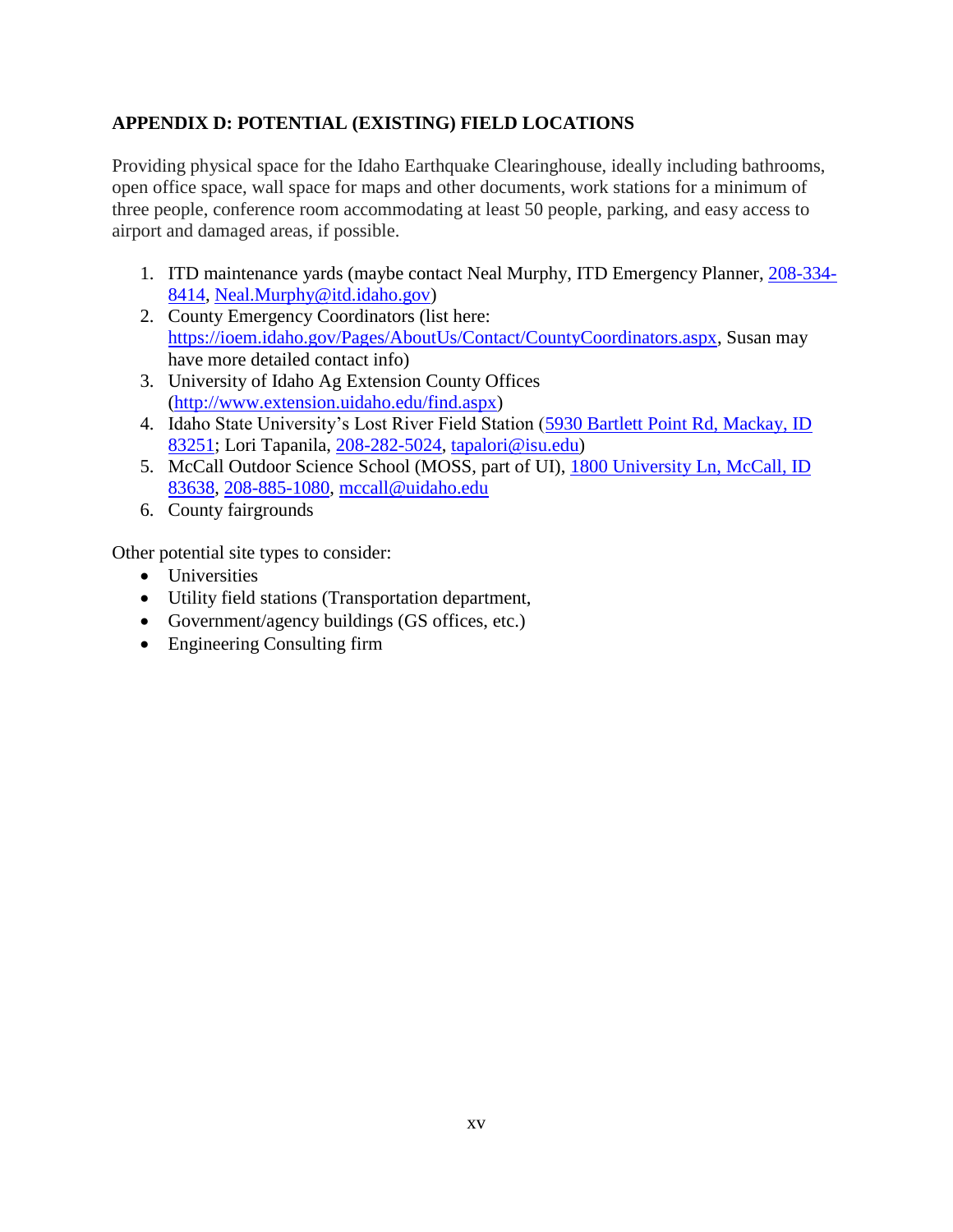## APPENDIX D: POTENTIAL (EXISTING) FIELD LOCATIONS

Providing physical space for the Idaho Earthquake Clearinghouse, ideally including bathrooms, open office space, wall space for maps and other documents, work stations for a minimum of three people, conference room accommodating at least 50 people, parking, and easy access to airport and damaged areas, if possible.

1. ITD maintenance yards (maybe contact Neal Murphy, ITD Emergency Planner, 208-334-8414, Neal.Murphy@itd.idaho.gov)
2. County Emergency Coordinators (list here: https://ioem.idaho.gov/Pages/AboutUs/Contact/CountyCoordinators.aspx, Susan may have more detailed contact info)
3. University of Idaho Ag Extension County Offices (http://www.extension.uidaho.edu/find.aspx)
4. Idaho State University's Lost River Field Station (5930 Bartlett Point Rd, Mackay, ID 83251; Lori Tapanila, 208-282-5024, tapalori@isu.edu)
5. McCall Outdoor Science School (MOSS, part of UI), 1800 University Ln, McCall, ID 83638, 208-885-1080, mccall@uidaho.edu
6. County fairgrounds

Other potential site types to consider:

- Universities
- Utility field stations (Transportation department,
- Government/agency buildings (GS offices, etc.)
- Engineering Consulting firm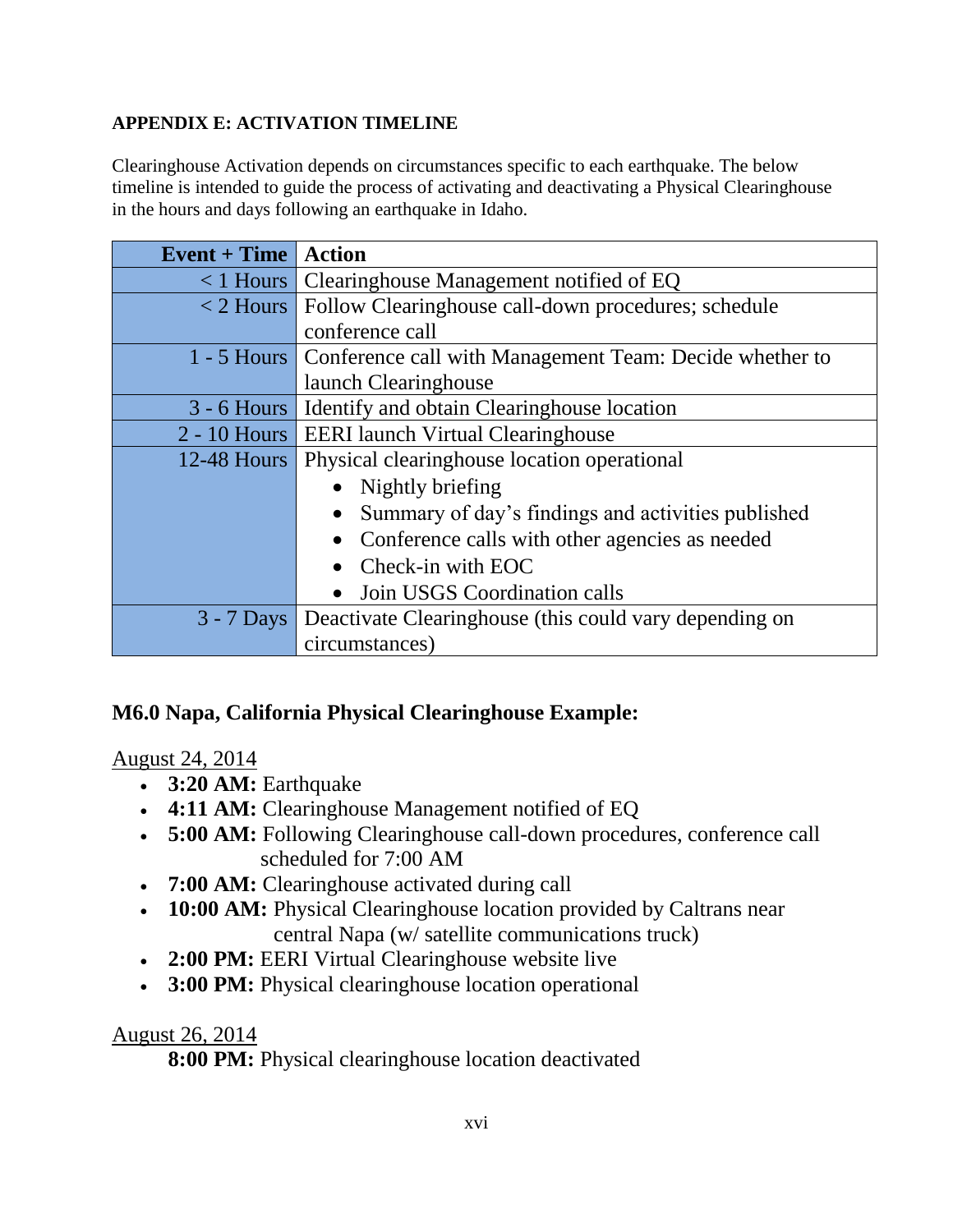**APPENDIX E: ACTIVATION TIMELINE**

Clearinghouse Activation depends on circumstances specific to each earthquake. The below timeline is intended to guide the process of activating and deactivating a Physical Clearinghouse in the hours and days following an earthquake in Idaho.

| Event + Time | Action |
| --- | --- |
| < 1 Hours | Clearinghouse Management notified of EQ |
| < 2 Hours | Follow Clearinghouse call-down procedures; schedule conference call |
| 1 - 5 Hours | Conference call with Management Team: Decide whether to launch Clearinghouse |
| 3 - 6 Hours | Identify and obtain Clearinghouse location |
| 2 - 10 Hours | EERI launch Virtual Clearinghouse |
| 12-48 Hours | Physical clearinghouse location operational<br>• Nightly briefing<br>• Summary of day's findings and activities published<br>• Conference calls with other agencies as needed<br>• Check-in with EOC<br>• Join USGS Coordination calls |
| 3 - 7 Days | Deactivate Clearinghouse (this could vary depending on circumstances) |

## M6.0 Napa, California Physical Clearinghouse Example:

<u>August 24, 2014</u>

- **3:20 AM:** Earthquake
- **4:11 AM:** Clearinghouse Management notified of EQ
- **5:00 AM:** Following Clearinghouse call-down procedures, conference call scheduled for 7:00 AM
- **7:00 AM:** Clearinghouse activated during call
- **10:00 AM:** Physical Clearinghouse location provided by Caltrans near central Napa (w/ satellite communications truck)
- **2:00 PM:** EERI Virtual Clearinghouse website live
- **3:00 PM:** Physical clearinghouse location operational

<u>August 26, 2014</u>

**8:00 PM:** Physical clearinghouse location deactivated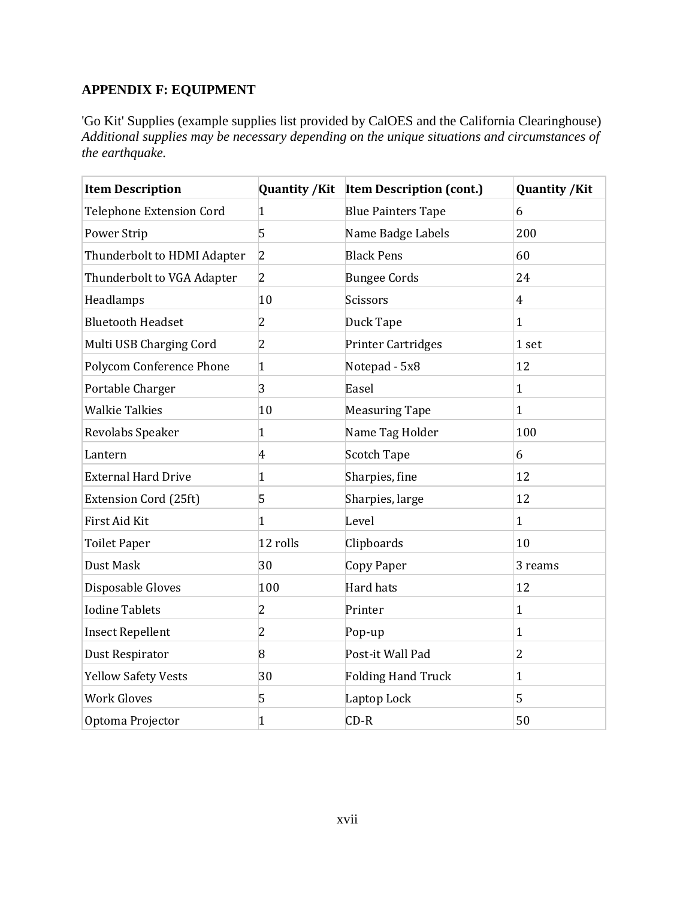## APPENDIX F: EQUIPMENT

'Go Kit' Supplies (example supplies list provided by CalOES and the California Clearinghouse)
*Additional supplies may be necessary depending on the unique situations and circumstances of the earthquake.*

| Item Description | Quantity /Kit | Item Description (cont.) | Quantity /Kit |
|---|---|---|---|
| Telephone Extension Cord | 1 | Blue Painters Tape | 6 |
| Power Strip | 5 | Name Badge Labels | 200 |
| Thunderbolt to HDMI Adapter | 2 | Black Pens | 60 |
| Thunderbolt to VGA Adapter | 2 | Bungee Cords | 24 |
| Headlamps | 10 | Scissors | 4 |
| Bluetooth Headset | 2 | Duck Tape | 1 |
| Multi USB Charging Cord | 2 | Printer Cartridges | 1 set |
| Polycom Conference Phone | 1 | Notepad - 5x8 | 12 |
| Portable Charger | 3 | Easel | 1 |
| Walkie Talkies | 10 | Measuring Tape | 1 |
| Revolabs Speaker | 1 | Name Tag Holder | 100 |
| Lantern | 4 | Scotch Tape | 6 |
| External Hard Drive | 1 | Sharpies, fine | 12 |
| Extension Cord (25ft) | 5 | Sharpies, large | 12 |
| First Aid Kit | 1 | Level | 1 |
| Toilet Paper | 12 rolls | Clipboards | 10 |
| Dust Mask | 30 | Copy Paper | 3 reams |
| Disposable Gloves | 100 | Hard hats | 12 |
| Iodine Tablets | 2 | Printer | 1 |
| Insect Repellent | 2 | Pop-up | 1 |
| Dust Respirator | 8 | Post-it Wall Pad | 2 |
| Yellow Safety Vests | 30 | Folding Hand Truck | 1 |
| Work Gloves | 5 | Laptop Lock | 5 |
| Optoma Projector | 1 | CD-R | 50 |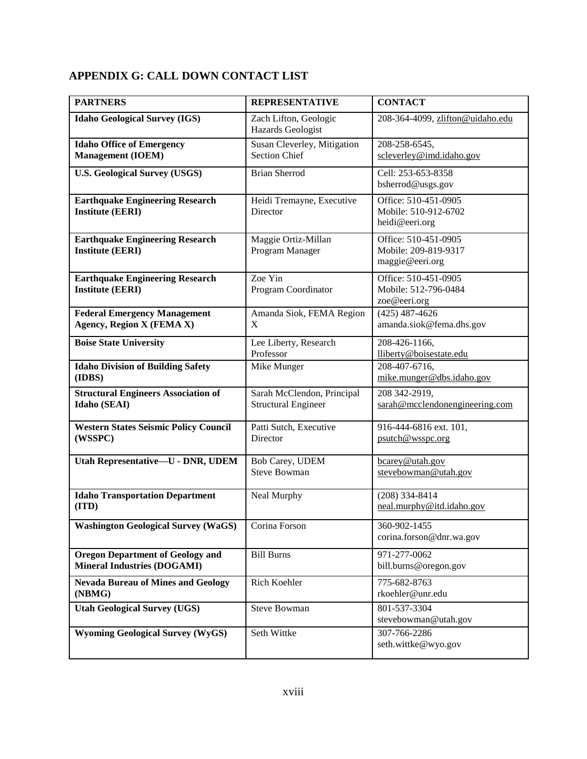## APPENDIX G: CALL DOWN CONTACT LIST

| PARTNERS | REPRESENTATIVE | CONTACT |
|---|---|---|
| **Idaho Geological Survey (IGS)** | Zach Lifton, Geologic Hazards Geologist | 208-364-4099, zlifton@uidaho.edu |
| **Idaho Office of Emergency Management (IOEM)** | Susan Cleverley, Mitigation Section Chief | 208-258-6545, scleverley@imd.idaho.gov |
| **U.S. Geological Survey (USGS)** | Brian Sherrod | Cell: 253-653-8358 bsherrod@usgs.gov |
| **Earthquake Engineering Research Institute (EERI)** | Heidi Tremayne, Executive Director | Office: 510-451-0905 Mobile: 510-912-6702 heidi@eeri.org |
| **Earthquake Engineering Research Institute (EERI)** | Maggie Ortiz-Millan Program Manager | Office: 510-451-0905 Mobile: 209-819-9317 maggie@eeri.org |
| **Earthquake Engineering Research Institute (EERI)** | Zoe Yin Program Coordinator | Office: 510-451-0905 Mobile: 512-796-0484 zoe@eeri.org |
| **Federal Emergency Management Agency, Region X (FEMA X)** | Amanda Siok, FEMA Region X | (425) 487-4626 amanda.siok@fema.dhs.gov |
| **Boise State University** | Lee Liberty, Research Professor | 208-426-1166, lliberty@boisestate.edu |
| **Idaho Division of Building Safety (IDBS)** | Mike Munger | 208-407-6716, mike.munger@dbs.idaho.gov |
| **Structural Engineers Association of Idaho (SEAI)** | Sarah McClendon, Principal Structural Engineer | 208 342-2919, sarah@mcclendonengineering.com |
| **Western States Seismic Policy Council (WSSPC)** | Patti Sutch, Executive Director | 916-444-6816 ext. 101, psutch@wsspc.org |
| **Utah Representative—U - DNR, UDEM** | Bob Carey, UDEM Steve Bowman | bcarey@utah.gov stevebowman@utah.gov |
| **Idaho Transportation Department (ITD)** | Neal Murphy | (208) 334-8414 neal.murphy@itd.idaho.gov |
| **Washington Geological Survey (WaGS)** | Corina Forson | 360-902-1455 corina.forson@dnr.wa.gov |
| **Oregon Department of Geology and Mineral Industries (DOGAMI)** | Bill Burns | 971-277-0062 bill.burns@oregon.gov |
| **Nevada Bureau of Mines and Geology (NBMG)** | Rich Koehler | 775-682-8763 rkoehler@unr.edu |
| **Utah Geological Survey (UGS)** | Steve Bowman | 801-537-3304 stevebowman@utah.gov |
| **Wyoming Geological Survey (WyGS)** | Seth Wittke | 307-766-2286 seth.wittke@wyo.gov |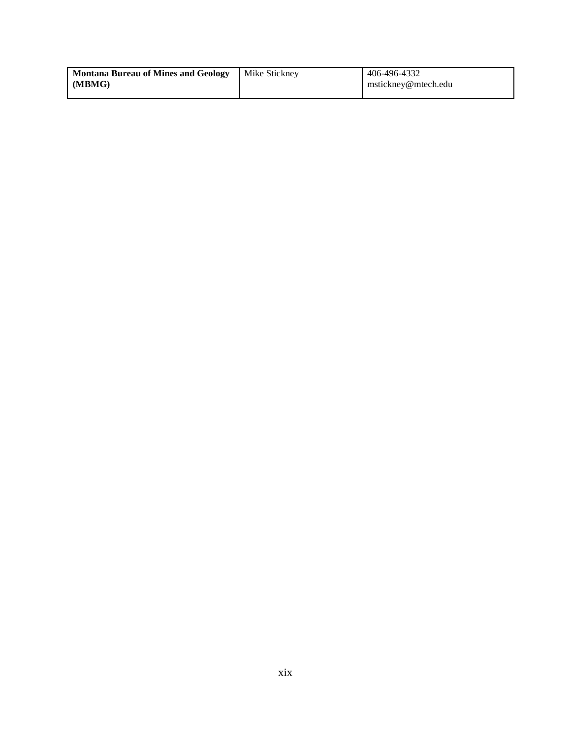| | | |
|---|---|---|
| **Montana Bureau of Mines and Geology (MBMG)** | Mike Stickney | 406-496-4332<br>mstickney@mtech.edu |